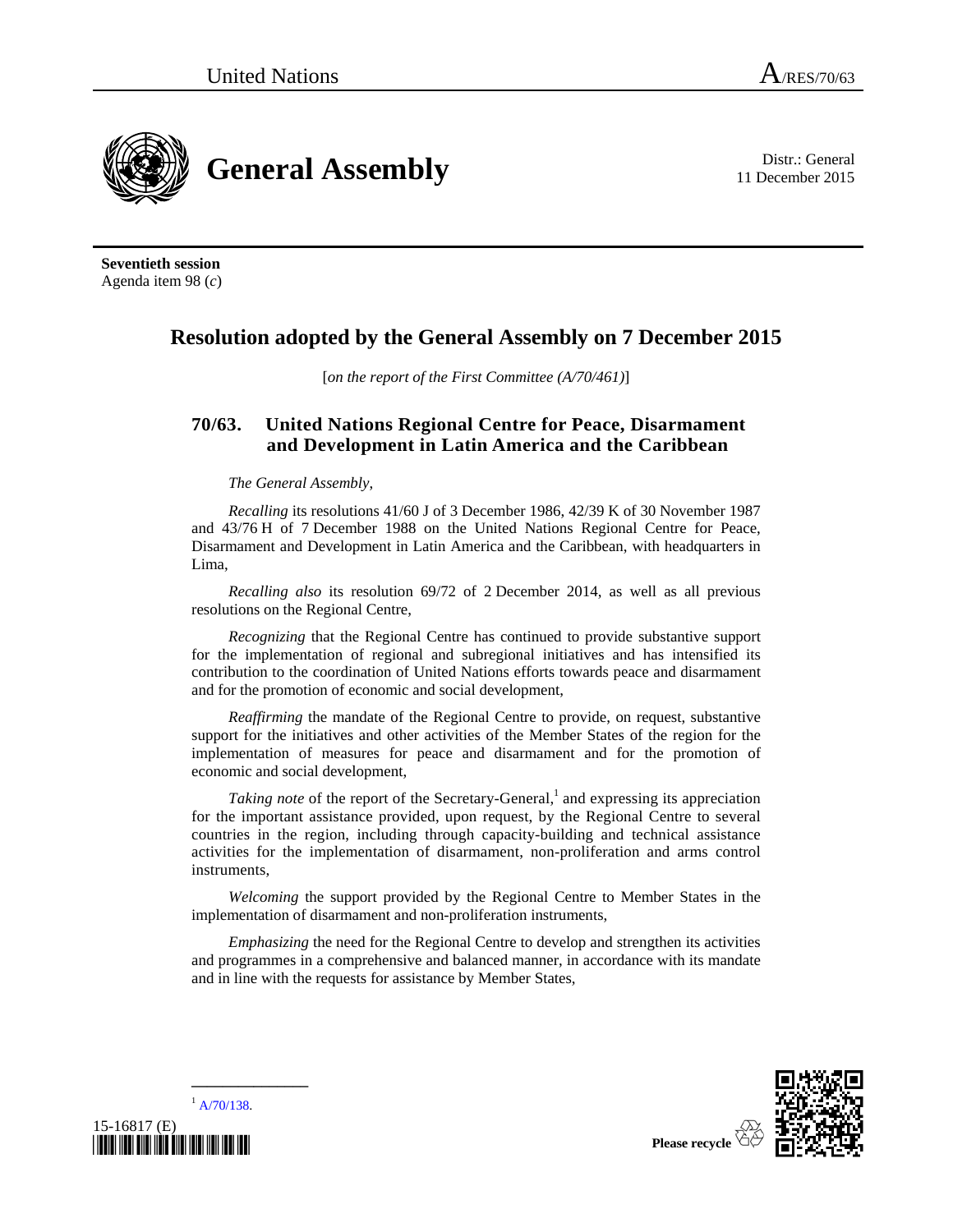United Nations A/RES/70/63

# General Assembly

Distr.: General
11 December 2015

**Seventieth session**
Agenda item 98 (*c*)

## Resolution adopted by the General Assembly on 7 December 2015

[*on the report of the First Committee (A/70/461)*]

### 70/63. United Nations Regional Centre for Peace, Disarmament and Development in Latin America and the Caribbean

*The General Assembly*,

*Recalling* its resolutions 41/60 J of 3 December 1986, 42/39 K of 30 November 1987 and 43/76 H of 7 December 1988 on the United Nations Regional Centre for Peace, Disarmament and Development in Latin America and the Caribbean, with headquarters in Lima,

*Recalling also* its resolution 69/72 of 2 December 2014, as well as all previous resolutions on the Regional Centre,

*Recognizing* that the Regional Centre has continued to provide substantive support for the implementation of regional and subregional initiatives and has intensified its contribution to the coordination of United Nations efforts towards peace and disarmament and for the promotion of economic and social development,

*Reaffirming* the mandate of the Regional Centre to provide, on request, substantive support for the initiatives and other activities of the Member States of the region for the implementation of measures for peace and disarmament and for the promotion of economic and social development,

*Taking note* of the report of the Secretary-General,[1] and expressing its appreciation for the important assistance provided, upon request, by the Regional Centre to several countries in the region, including through capacity-building and technical assistance activities for the implementation of disarmament, non-proliferation and arms control instruments,

*Welcoming* the support provided by the Regional Centre to Member States in the implementation of disarmament and non-proliferation instruments,

*Emphasizing* the need for the Regional Centre to develop and strengthen its activities and programmes in a comprehensive and balanced manner, in accordance with its mandate and in line with the requests for assistance by Member States,

---

[1] A/70/138.

15-16817 (E)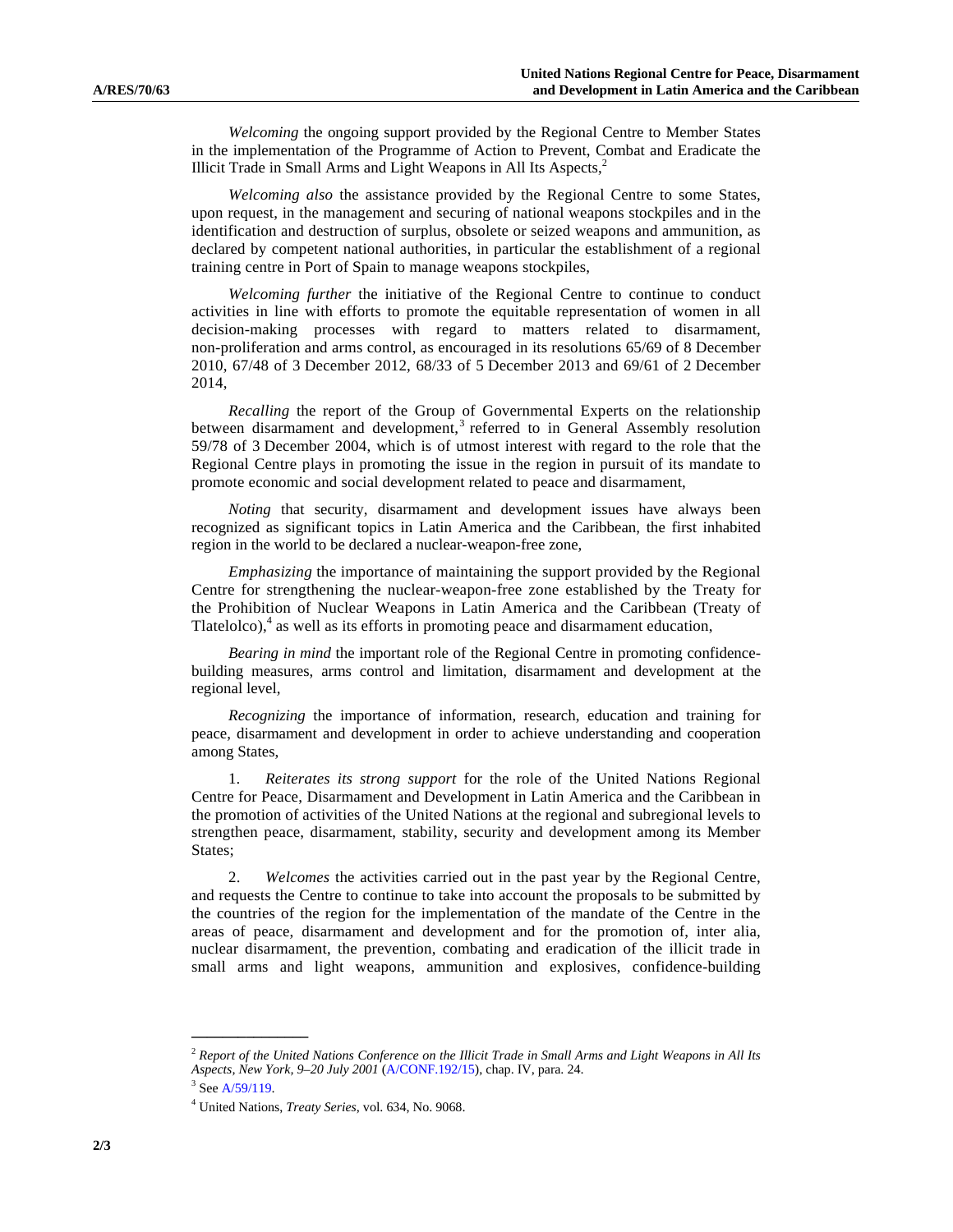*Welcoming* the ongoing support provided by the Regional Centre to Member States in the implementation of the Programme of Action to Prevent, Combat and Eradicate the Illicit Trade in Small Arms and Light Weapons in All Its Aspects,[2]

*Welcoming also* the assistance provided by the Regional Centre to some States, upon request, in the management and securing of national weapons stockpiles and in the identification and destruction of surplus, obsolete or seized weapons and ammunition, as declared by competent national authorities, in particular the establishment of a regional training centre in Port of Spain to manage weapons stockpiles,

*Welcoming further* the initiative of the Regional Centre to continue to conduct activities in line with efforts to promote the equitable representation of women in all decision-making processes with regard to matters related to disarmament, non-proliferation and arms control, as encouraged in its resolutions 65/69 of 8 December 2010, 67/48 of 3 December 2012, 68/33 of 5 December 2013 and 69/61 of 2 December 2014,

*Recalling* the report of the Group of Governmental Experts on the relationship between disarmament and development,[3] referred to in General Assembly resolution 59/78 of 3 December 2004, which is of utmost interest with regard to the role that the Regional Centre plays in promoting the issue in the region in pursuit of its mandate to promote economic and social development related to peace and disarmament,

*Noting* that security, disarmament and development issues have always been recognized as significant topics in Latin America and the Caribbean, the first inhabited region in the world to be declared a nuclear-weapon-free zone,

*Emphasizing* the importance of maintaining the support provided by the Regional Centre for strengthening the nuclear-weapon-free zone established by the Treaty for the Prohibition of Nuclear Weapons in Latin America and the Caribbean (Treaty of Tlatelolco),[4] as well as its efforts in promoting peace and disarmament education,

*Bearing in mind* the important role of the Regional Centre in promoting confidence-building measures, arms control and limitation, disarmament and development at the regional level,

*Recognizing* the importance of information, research, education and training for peace, disarmament and development in order to achieve understanding and cooperation among States,

1. *Reiterates its strong support* for the role of the United Nations Regional Centre for Peace, Disarmament and Development in Latin America and the Caribbean in the promotion of activities of the United Nations at the regional and subregional levels to strengthen peace, disarmament, stability, security and development among its Member States;

2. *Welcomes* the activities carried out in the past year by the Regional Centre, and requests the Centre to continue to take into account the proposals to be submitted by the countries of the region for the implementation of the mandate of the Centre in the areas of peace, disarmament and development and for the promotion of, inter alia, nuclear disarmament, the prevention, combating and eradication of the illicit trade in small arms and light weapons, ammunition and explosives, confidence-building

---

[2] *Report of the United Nations Conference on the Illicit Trade in Small Arms and Light Weapons in All Its Aspects, New York, 9–20 July 2001* (A/CONF.192/15), chap. IV, para. 24.

[3] See A/59/119.

[4] United Nations, *Treaty Series*, vol. 634, No. 9068.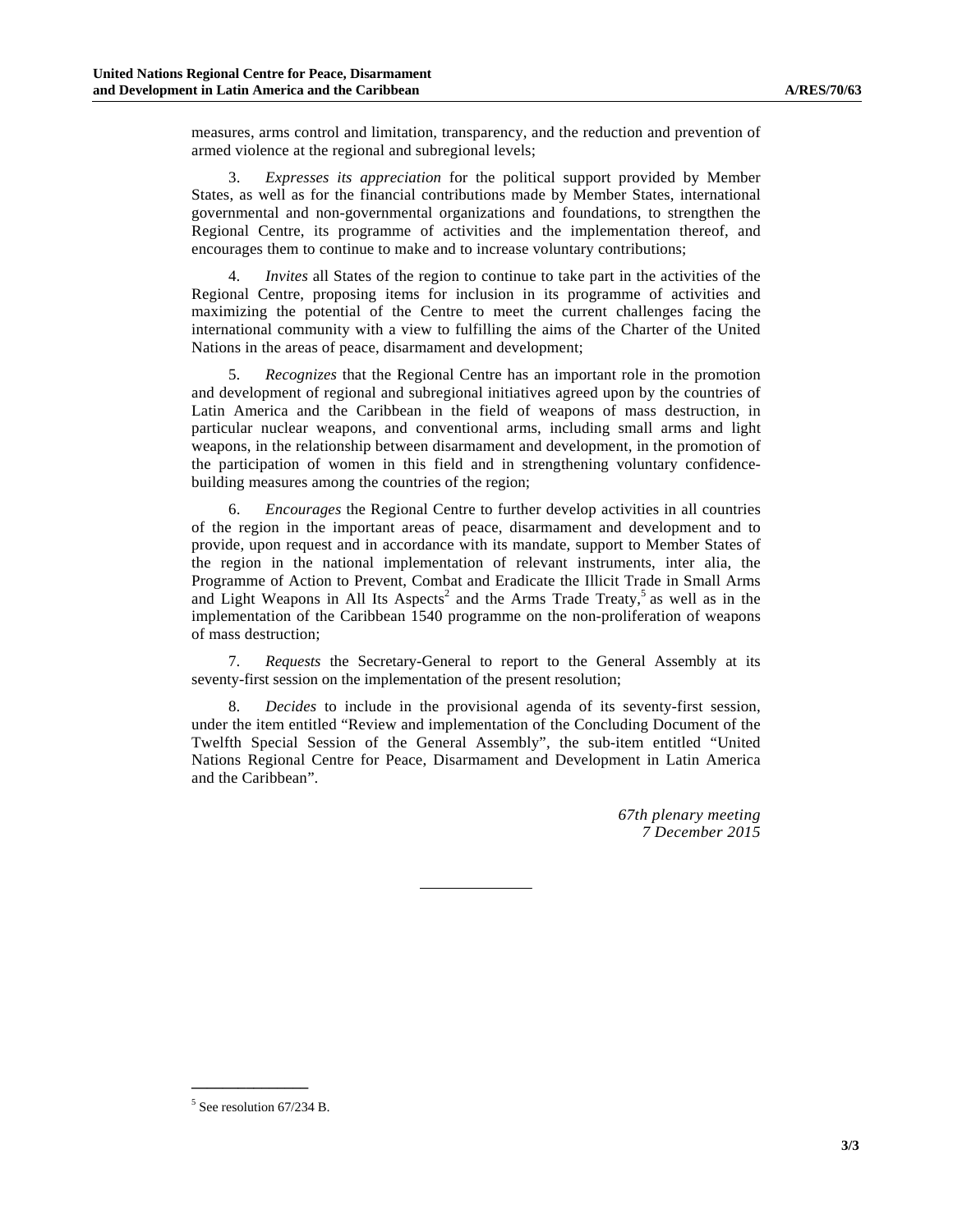measures, arms control and limitation, transparency, and the reduction and prevention of armed violence at the regional and subregional levels;

3. *Expresses its appreciation* for the political support provided by Member States, as well as for the financial contributions made by Member States, international governmental and non-governmental organizations and foundations, to strengthen the Regional Centre, its programme of activities and the implementation thereof, and encourages them to continue to make and to increase voluntary contributions;

4. *Invites* all States of the region to continue to take part in the activities of the Regional Centre, proposing items for inclusion in its programme of activities and maximizing the potential of the Centre to meet the current challenges facing the international community with a view to fulfilling the aims of the Charter of the United Nations in the areas of peace, disarmament and development;

5. *Recognizes* that the Regional Centre has an important role in the promotion and development of regional and subregional initiatives agreed upon by the countries of Latin America and the Caribbean in the field of weapons of mass destruction, in particular nuclear weapons, and conventional arms, including small arms and light weapons, in the relationship between disarmament and development, in the promotion of the participation of women in this field and in strengthening voluntary confidence-building measures among the countries of the region;

6. *Encourages* the Regional Centre to further develop activities in all countries of the region in the important areas of peace, disarmament and development and to provide, upon request and in accordance with its mandate, support to Member States of the region in the national implementation of relevant instruments, inter alia, the Programme of Action to Prevent, Combat and Eradicate the Illicit Trade in Small Arms and Light Weapons in All Its Aspects[2] and the Arms Trade Treaty,[5] as well as in the implementation of the Caribbean 1540 programme on the non-proliferation of weapons of mass destruction;

7. *Requests* the Secretary-General to report to the General Assembly at its seventy-first session on the implementation of the present resolution;

8. *Decides* to include in the provisional agenda of its seventy-first session, under the item entitled "Review and implementation of the Concluding Document of the Twelfth Special Session of the General Assembly", the sub-item entitled "United Nations Regional Centre for Peace, Disarmament and Development in Latin America and the Caribbean".

*67th plenary meeting*
*7 December 2015*

---

[5] See resolution 67/234 B.